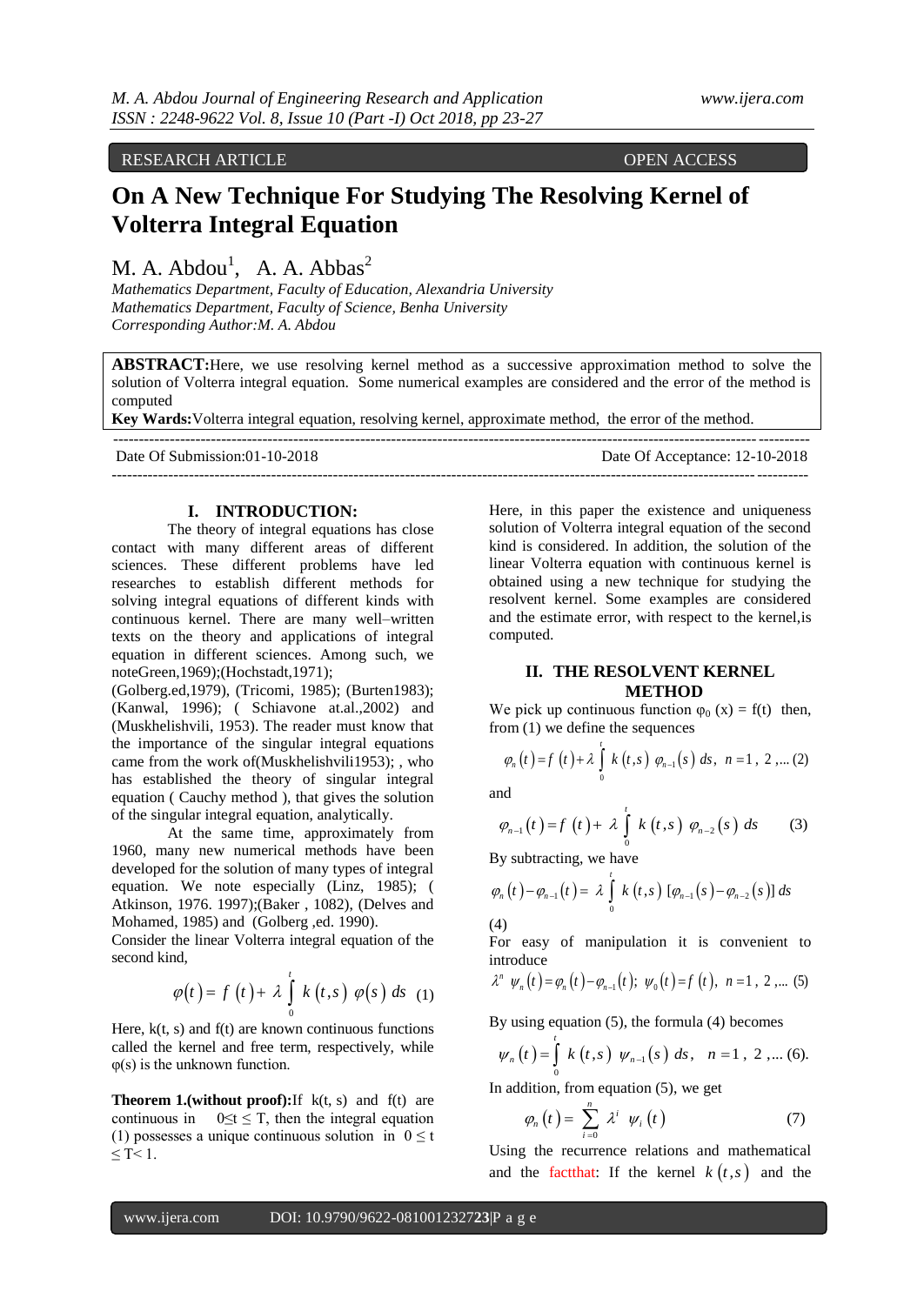RESEARCH ARTICLE OPEN ACCESS

# On A New Technique For Studying The Resolving Kernel of Volterra Integral Equation

M. A. Abdou[1], A. A. Abbas[2]

*Mathematics Department, Faculty of Education, Alexandria University*
*Mathematics Department, Faculty of Science, Benha University*
*Corresponding Author:M. A. Abdou*

**ABSTRACT:**Here, we use resolving kernel method as a successive approximation method to solve the solution of Volterra integral equation. Some numerical examples are considered and the error of the method is computed

**Key Wards:**Volterra integral equation, resolving kernel, approximate method, the error of the method.

Date Of Submission:01-10-2018 Date Of Acceptance: 12-10-2018

## I. INTRODUCTION:

The theory of integral equations has close contact with many different areas of different sciences. These different problems have led researches to establish different methods for solving integral equations of different kinds with continuous kernel. There are many well–written texts on the theory and applications of integral equation in different sciences. Among such, we noteGreen,1969);(Hochstadt,1971); (Golberg.ed,1979), (Tricomi, 1985); (Burten1983); (Kanwal, 1996); ( Schiavone at.al.,2002) and (Muskhelishvili, 1953). The reader must know that the importance of the singular integral equations came from the work of(Muskhelishvili1953); , who has established the theory of singular integral equation ( Cauchy method ), that gives the solution of the singular integral equation, analytically.

At the same time, approximately from 1960, many new numerical methods have been developed for the solution of many types of integral equation. We note especially (Linz, 1985); ( Atkinson, 1976. 1997);(Baker , 1082), (Delves and Mohamed, 1985) and (Golberg ,ed. 1990).

Consider the linear Volterra integral equation of the second kind,

$$\varphi(t) = f\,(t) + \lambda \int_0^t k\,(t,s)\;\varphi(s)\;ds \quad (1)$$

Here, k(t, s) and f(t) are known continuous functions called the kernel and free term, respectively, while φ(s) is the unknown function.

**Theorem 1.(without proof):**If k(t, s) and f(t) are continuous in $0 \le t \le T$, then the integral equation (1) possesses a unique continuous solution in $0 \le t \le T < 1$.

Here, in this paper the existence and uniqueness solution of Volterra integral equation of the second kind is considered. In addition, the solution of the linear Volterra equation with continuous kernel is obtained using a new technique for studying the resolvent kernel. Some examples are considered and the estimate error, with respect to the kernel,is computed.

## II. THE RESOLVENT KERNEL METHOD

We pick up continuous function $\varphi_0(x) = f(t)$ then, from (1) we define the sequences

$$\varphi_n(t) = f\,(t) + \lambda \int_0^t k\,(t,s)\;\varphi_{n-1}(s)\;ds,\;\; n = 1\,,\,2\,,... \quad (2)$$

and

$$\varphi_{n-1}(t) = f\,(t) + \lambda \int_0^t k\,(t,s)\;\varphi_{n-2}(s)\;ds \quad (3)$$

By subtracting, we have

$$\varphi_n(t) - \varphi_{n-1}(t) = \lambda \int_0^t k\,(t,s)\;[\varphi_{n-1}(s) - \varphi_{n-2}(s)]\;ds \quad (4)$$

For easy of manipulation it is convenient to introduce

$$\lambda^n\;\psi_n(t) = \varphi_n(t) - \varphi_{n-1}(t);\;\; \psi_0(t) = f\,(t),\;\; n = 1\,,\,2\,,... \quad (5)$$

By using equation (5), the formula (4) becomes

$$\psi_n(t) = \int_0^t k\,(t,s)\;\psi_{n-1}(s)\;ds,\quad n = 1\,,\,2\,,... \quad (6).$$

In addition, from equation (5), we get

$$\varphi_n(t) = \sum_{i=0}^{n} \lambda^i\;\psi_i(t) \quad (7)$$

Using the recurrence relations and mathematical and the factthat: If the kernel $k\,(t,s)$ and the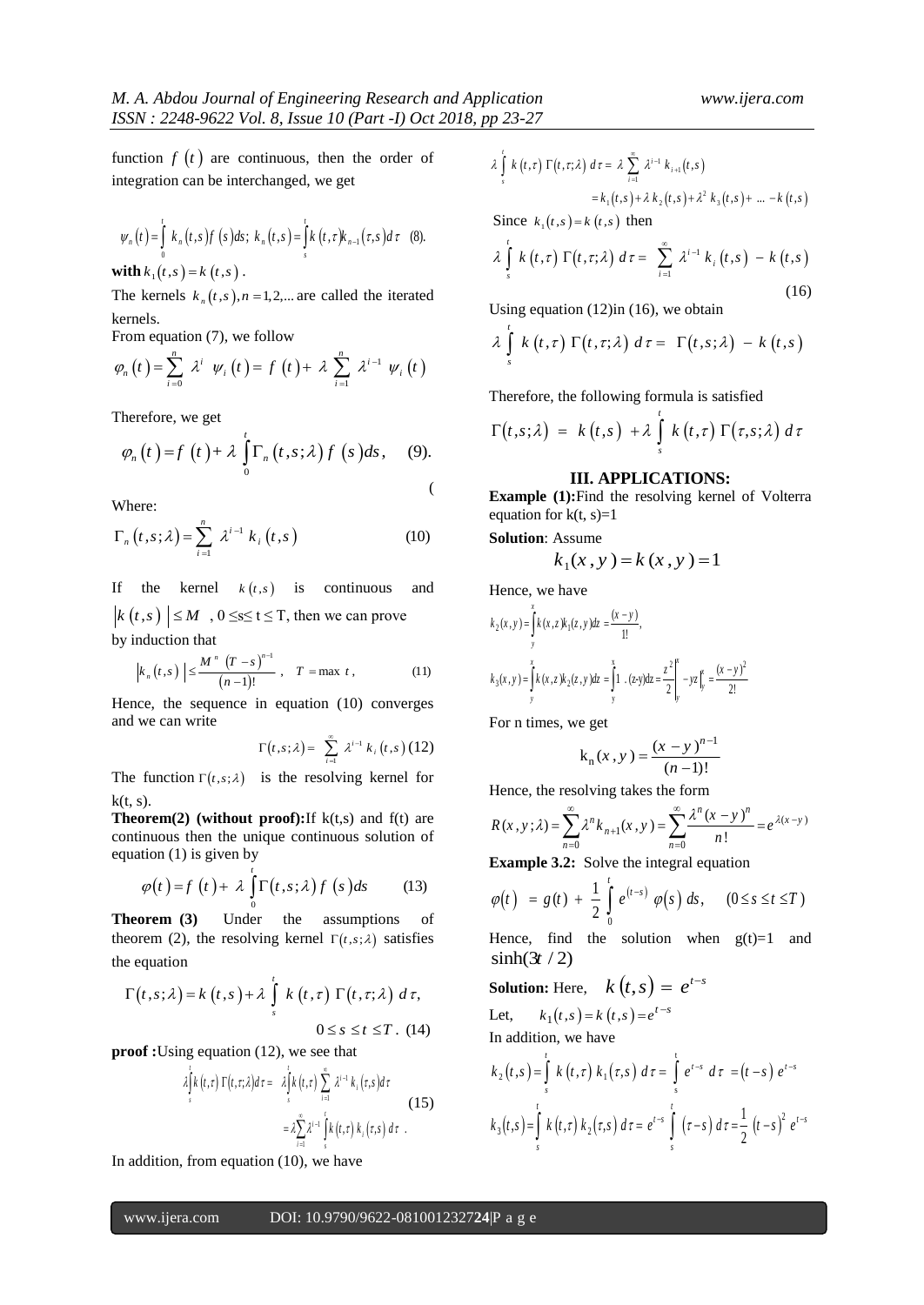function $f(t)$ are continuous, then the order of integration can be interchanged, we get

$$\psi_n(t) = \int_0^t k_n(t,s) f(s) ds; \; k_n(t,s) = \int_s^t k(t,\tau) k_{n-1}(\tau,s) d\tau \quad (8).$$

**with** $k_1(t,s) = k(t,s)$.

The kernels $k_n(t,s), n = 1,2,...$ are called the iterated kernels.

From equation (7), we follow

$$\varphi_n(t) = \sum_{i=0}^{n} \lambda^i \; \psi_i(t) = f(t) + \lambda \sum_{i=1}^{n} \lambda^{i-1} \; \psi_i(t)$$

Therefore, we get

$$\varphi_n(t) = f(t) + \lambda \int_0^t \Gamma_n(t,s;\lambda) f(s) ds, \quad (9).$$

(

Where:

$$\Gamma_n(t,s;\lambda) = \sum_{i=1}^{n} \lambda^{i-1} k_i(t,s) \quad (10)$$

If the kernel $k(t,s)$ is continuous and $|k(t,s)| \le M$, $0 \le s \le t \le T$, then we can prove by induction that

$$|k_n(t,s)| \le \frac{M^n (T-s)^{n-1}}{(n-1)!}, \quad T = \max t, \quad (11)$$

Hence, the sequence in equation (10) converges and we can write

$$\Gamma(t,s;\lambda) = \sum_{i=1}^{\infty} \lambda^{i-1} k_i(t,s) \quad (12)$$

The function $\Gamma(t,s;\lambda)$ is the resolving kernel for $k(t, s)$.

**Theorem(2) (without proof):** If $k(t,s)$ and $f(t)$ are continuous then the unique continuous solution of equation (1) is given by

$$\varphi(t) = f(t) + \lambda \int_0^t \Gamma(t,s;\lambda) f(s) ds \quad (13)$$

**Theorem (3)** Under the assumptions of theorem (2), the resolving kernel $\Gamma(t,s;\lambda)$ satisfies the equation

$$\Gamma(t,s;\lambda) = k(t,s) + \lambda \int_s^t k(t,\tau) \; \Gamma(t,\tau;\lambda) \; d\tau,$$

$$0 \le s \le t \le T. \quad (14)$$

**proof :** Using equation (12), we see that

$$\lambda \int_s^t k(t,\tau) \; \Gamma(t,\tau;\lambda) d\tau = \lambda \int_s^t k(t,\tau) \sum_{i=1}^{\infty} \lambda^{i-1} k_i(\tau,s) d\tau$$
$$= \lambda \sum_{i=1}^{\infty} \lambda^{i-1} \int_s^t k(t,\tau) \, k_i(\tau,s) \, d\tau \; . \quad (15)$$

In addition, from equation (10), we have

$$\lambda \int_s^t k(t,\tau) \; \Gamma(t,\tau;\lambda) \; d\tau = \lambda \sum_{i=1}^{\infty} \lambda^{i-1} \, k_{i+1}(t,s)$$
$$= k_1(t,s) + \lambda \, k_2(t,s) + \lambda^2 \, k_3(t,s) + \; ... - k(t,s)$$

Since $k_1(t,s) = k(t,s)$ then

$$\lambda \int_s^t k(t,\tau) \; \Gamma(t,\tau;\lambda) \; d\tau = \sum_{i=1}^{\infty} \lambda^{i-1} \, k_i(t,s) - k(t,s) \quad (16)$$

Using equation (12)in (16), we obtain

$$\lambda \int_s^t k(t,\tau) \; \Gamma(t,\tau;\lambda) \; d\tau = \Gamma(t,s;\lambda) - k(t,s)$$

Therefore, the following formula is satisfied

$$\Gamma(t,s;\lambda) = k(t,s) + \lambda \int_s^t k(t,\tau) \; \Gamma(\tau,s;\lambda) \; d\tau$$

## III. APPLICATIONS:

**Example (1):** Find the resolving kernel of Volterra equation for $k(t, s)=1$

**Solution**: Assume

$$k_1(x,y) = k(x,y) = 1$$

Hence, we have

$$k_2(x,y) = \int_y^x k(x,z) k_1(z,y) dz = \frac{(x-y)}{1!},$$

$$k_3(x,y) = \int_y^x k(x,z) k_2(z,y) dz = \int_y^x 1 \, . \, (z\text{-}y) dz = \frac{z^2}{2}\Big|_y^x - yz\Big|_y^x = \frac{(x-y)^2}{2!}$$

For n times, we get

$$k_n(x,y) = \frac{(x-y)^{n-1}}{(n-1)!}$$

Hence, the resolving takes the form

$$R(x,y;\lambda) = \sum_{n=0}^{\infty} \lambda^n k_{n+1}(x,y) = \sum_{n=0}^{\infty} \frac{\lambda^n (x-y)^n}{n!} = e^{\lambda(x-y)}$$

**Example 3.2:** Solve the integral equation

$$\varphi(t) = g(t) + \frac{1}{2} \int_0^t e^{(t-s)} \; \varphi(s) \; ds, \quad (0 \le s \le t \le T)$$

Hence, find the solution when $g(t)=1$ and $\sinh(3t/2)$

**Solution:** Here, $k(t,s) = e^{t-s}$

Let, $k_1(t,s) = k(t,s) = e^{t-s}$

In addition, we have

$$k_2(t,s) = \int_s^t k(t,\tau) \; k_1(\tau,s) \; d\tau = \int_s^t e^{t-s} \; d\tau = (t-s) \, e^{t-s}$$

$$k_3(t,s) = \int_s^t k(t,\tau) \, k_2(\tau,s) \, d\tau = e^{t-s} \int_s^t (\tau - s) \, d\tau = \frac{1}{2} (t-s)^2 \, e^{t-s}$$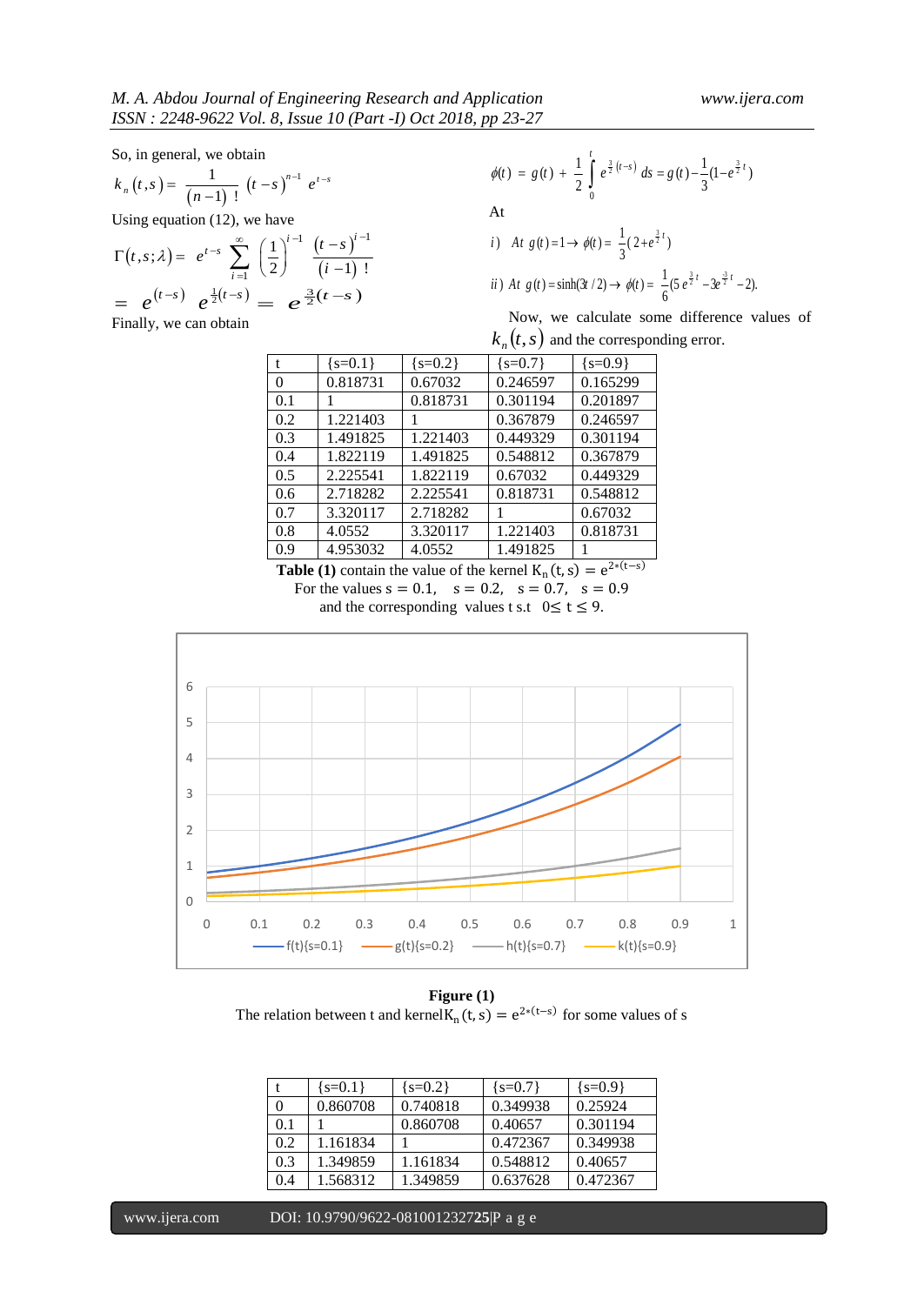So, in general, we obtain

$$k_n(t,s) = \frac{1}{(n-1)!}(t-s)^{n-1} e^{t-s}$$

Using equation (12), we have

$$\Gamma(t,s;\lambda) = e^{t-s} \sum_{i=1}^{\infty} \left(\frac{1}{2}\right)^{i-1} \frac{(t-s)^{i-1}}{(i-1)!}$$

$$= e^{(t-s)} e^{\frac{1}{2}(t-s)} = e^{\frac{3}{2}(t-s)}$$

Finally, we can obtain

$$\phi(t) = g(t) + \frac{1}{2}\int_0^t e^{\frac{3}{2}(t-s)}\, ds = g(t) - \frac{1}{3}(1 - e^{\frac{3}{2}t})$$

At

i) At $g(t) = 1 \rightarrow \phi(t) = \frac{1}{3}(2 + e^{\frac{3}{2}t})$

ii) At $g(t) = \sinh(3t/2) \rightarrow \phi(t) = \frac{1}{6}(5e^{\frac{3}{2}t} - 3e^{\frac{-3}{2}t} - 2).$

Now, we calculate some difference values of $k_n(t,s)$ and the corresponding error.

| t | {s=0.1} | {s=0.2} | {s=0.7} | {s=0.9} |
|---|---|---|---|---|
| 0 | 0.818731 | 0.67032 | 0.246597 | 0.165299 |
| 0.1 | 1 | 0.818731 | 0.301194 | 0.201897 |
| 0.2 | 1.221403 | 1 | 0.367879 | 0.246597 |
| 0.3 | 1.491825 | 1.221403 | 0.449329 | 0.301194 |
| 0.4 | 1.822119 | 1.491825 | 0.548812 | 0.367879 |
| 0.5 | 2.225541 | 1.822119 | 0.67032 | 0.449329 |
| 0.6 | 2.718282 | 2.225541 | 0.818731 | 0.548812 |
| 0.7 | 3.320117 | 2.718282 | 1 | 0.67032 |
| 0.8 | 4.0552 | 3.320117 | 1.221403 | 0.818731 |
| 0.9 | 4.953032 | 4.0552 | 1.491825 | 1 |

**Table (1)** contain the value of the kernel $K_n(t,s) = e^{2*(t-s)}$
For the values $s = 0.1$, $s = 0.2$, $s = 0.7$, $s = 0.9$
and the corresponding values t s.t $0 \leq t \leq 9$.

**Figure (1)**
The relation between t and kernel $K_n(t,s) = e^{2*(t-s)}$ for some values of s

| t | {s=0.1} | {s=0.2} | {s=0.7} | {s=0.9} |
|---|---|---|---|---|
| 0 | 0.860708 | 0.740818 | 0.349938 | 0.25924 |
| 0.1 | 1 | 0.860708 | 0.40657 | 0.301194 |
| 0.2 | 1.161834 | 1 | 0.472367 | 0.349938 |
| 0.3 | 1.349859 | 1.161834 | 0.548812 | 0.40657 |
| 0.4 | 1.568312 | 1.349859 | 0.637628 | 0.472367 |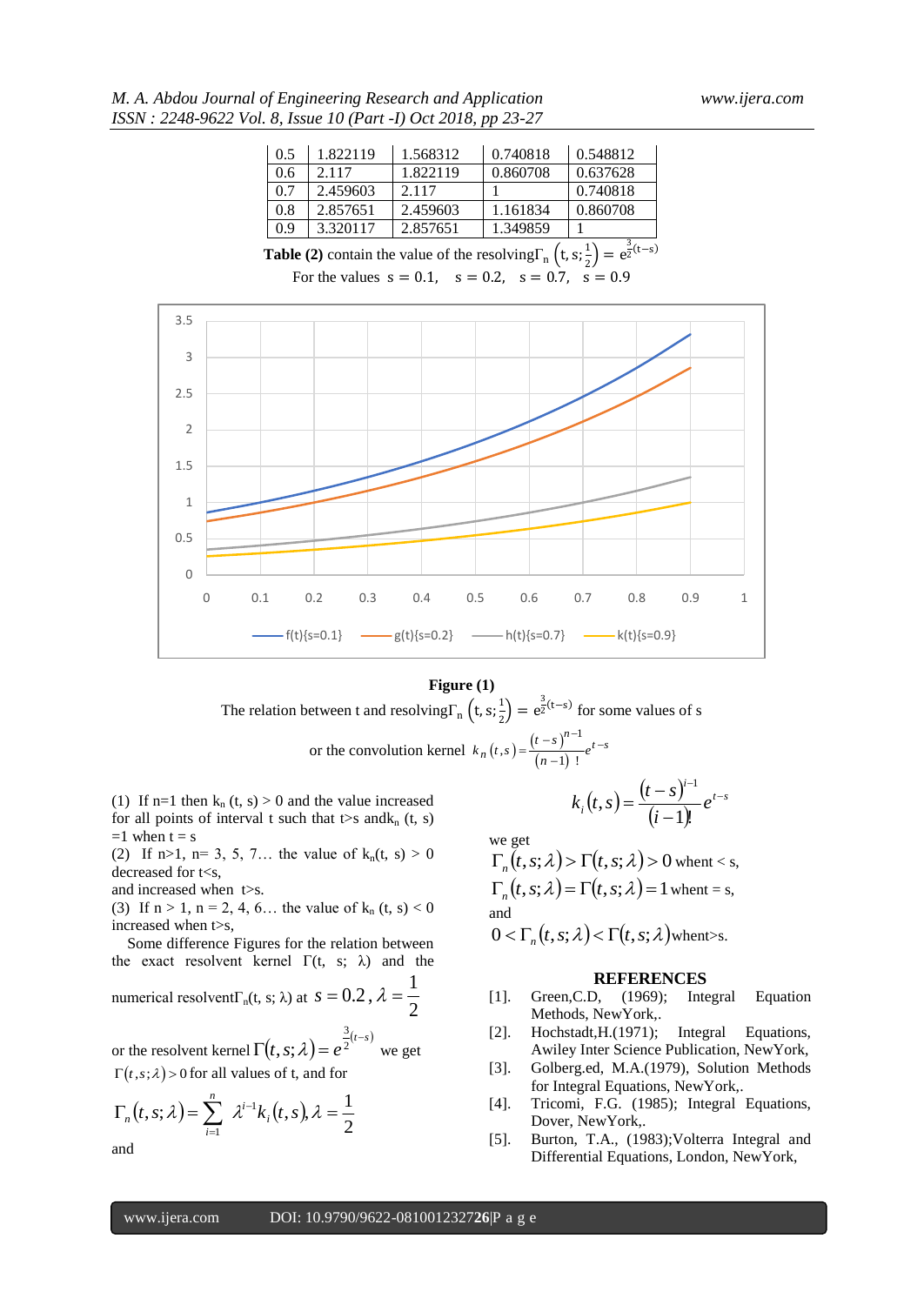| 0.5 | 1.822119 | 1.568312 | 0.740818 | 0.548812 |
|---|---|---|---|---|
| 0.6 | 2.117 | 1.822119 | 0.860708 | 0.637628 |
| 0.7 | 2.459603 | 2.117 | 1 | 0.740818 |
| 0.8 | 2.857651 | 2.459603 | 1.161834 | 0.860708 |
| 0.9 | 3.320117 | 2.857651 | 1.349859 | 1 |

**Table (2)** contain the value of the resolving $\Gamma_n\left(t,s;\frac{1}{2}\right) = e^{\frac{3}{2}(t-s)}$

For the values $s = 0.1,\quad s = 0.2,\quad s = 0.7,\quad s = 0.9$

**Figure (1)**

The relation between t and resolving $\Gamma_n\left(t,s;\frac{1}{2}\right) = e^{\frac{3}{2}(t-s)}$ for some values of s

or the convolution kernel $k_n(t,s) = \frac{(t-s)^{n-1}}{(n-1)\,!}e^{t-s}$

(1) If n=1 then $k_n$ (t, s) > 0 and the value increased for all points of interval t such that t>s and $k_n$ (t, s) =1 when t = s

(2) If n>1, n= 3, 5, 7… the value of $k_n$(t, s) > 0 decreased for t<s,
and increased when t>s.

(3) If n > 1, n = 2, 4, 6… the value of $k_n$ (t, s) < 0 increased when t>s,

Some difference Figures for the relation between the exact resolvent kernel Γ(t, s; λ) and the numerical resolvent $\Gamma_n$(t, s; λ) at $s = 0.2\,,\ \lambda = \frac{1}{2}$

or the resolvent kernel $\Gamma(t,s;\lambda) = e^{\frac{3}{2}(t-s)}$ we get $\Gamma(t,s;\lambda) > 0$ for all values of t, and for

$$\Gamma_n(t,s;\lambda) = \sum_{i=1}^{n} \lambda^{i-1}k_i(t,s), \lambda = \frac{1}{2}$$

and

$$k_i(t,s) = \frac{(t-s)^{i-1}}{(i-1)!}e^{t-s}$$

we get

$\Gamma_n(t,s;\lambda) > \Gamma(t,s;\lambda) > 0$ when t < s,

$\Gamma_n(t,s;\lambda) = \Gamma(t,s;\lambda) = 1$ when t = s,

and

$0 < \Gamma_n(t,s;\lambda) < \Gamma(t,s;\lambda)$ when t>s.

## REFERENCES

[1]. Green,C.D, (1969); Integral Equation Methods, NewYork,.

[2]. Hochstadt,H.(1971); Integral Equations, Awiley Inter Science Publication, NewYork,

[3]. Golberg.ed, M.A.(1979), Solution Methods for Integral Equations, NewYork,.

[4]. Tricomi, F.G. (1985); Integral Equations, Dover, NewYork,.

[5]. Burton, T.A., (1983);Volterra Integral and Differential Equations, London, NewYork,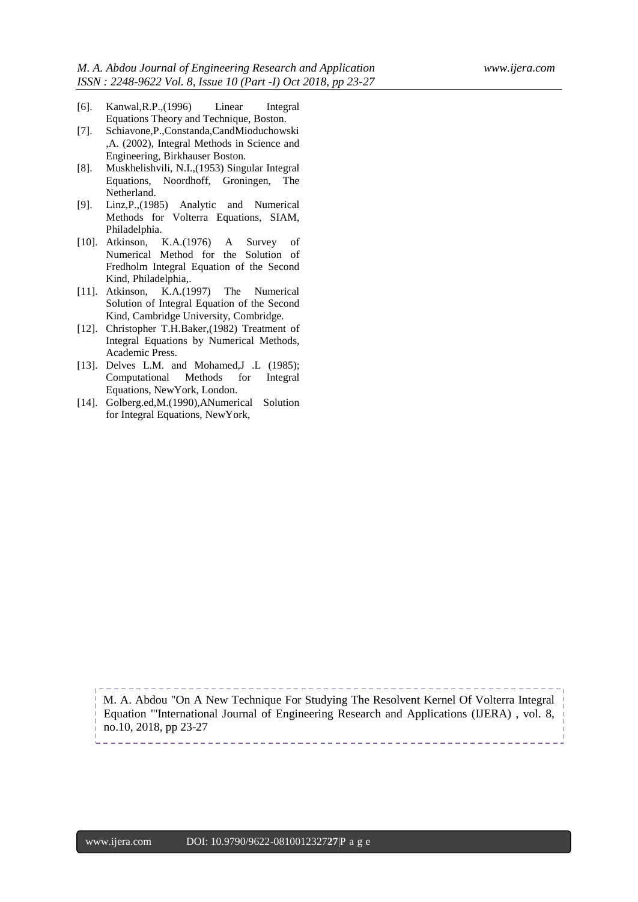[6]. Kanwal,R.P.,(1996) Linear Integral Equations Theory and Technique, Boston.

[7]. Schiavone,P.,Constanda,CandMioduchowski ,A. (2002), Integral Methods in Science and Engineering, Birkhauser Boston.

[8]. Muskhelishvili, N.I.,(1953) Singular Integral Equations, Noordhoff, Groningen, The Netherland.

[9]. Linz,P.,(1985) Analytic and Numerical Methods for Volterra Equations, SIAM, Philadelphia.

[10]. Atkinson, K.A.(1976) A Survey of Numerical Method for the Solution of Fredholm Integral Equation of the Second Kind, Philadelphia,.

[11]. Atkinson, K.A.(1997) The Numerical Solution of Integral Equation of the Second Kind, Cambridge University, Combridge.

[12]. Christopher T.H.Baker,(1982) Treatment of Integral Equations by Numerical Methods, Academic Press.

[13]. Delves L.M. and Mohamed,J .L (1985); Computational Methods for Integral Equations, NewYork, London.

[14]. Golberg.ed,M.(1990),ANumerical Solution for Integral Equations, NewYork,

M. A. Abdou "On A New Technique For Studying The Resolvent Kernel Of Volterra Integral Equation "'International Journal of Engineering Research and Applications (IJERA) , vol. 8, no.10, 2018, pp 23-27